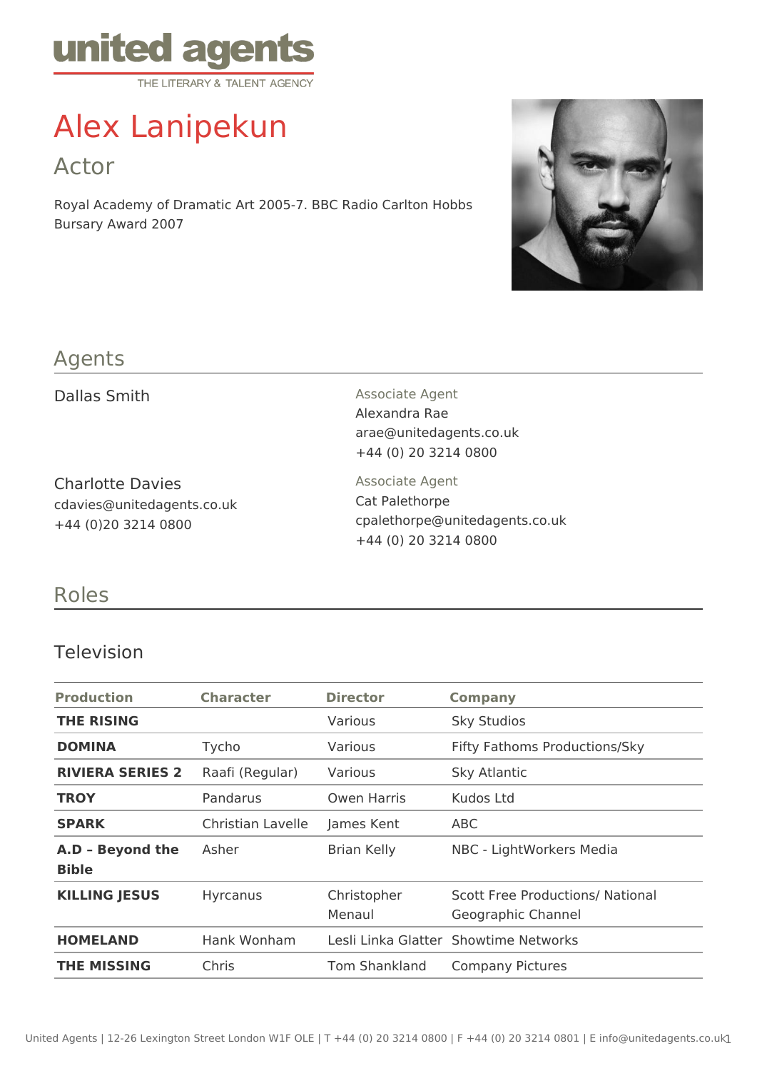united agents
THE LITERARY & TALENT AGENCY

# Alex Lanipekun

## Actor

Royal Academy of Dramatic Art 2005-7. BBC Radio Carlton Hobbs Bursary Award 2007

## Agents

Dallas Smith

Associate Agent
Alexandra Rae
arae@unitedagents.co.uk
+44 (0) 20 3214 0800

Charlotte Davies
cdavies@unitedagents.co.uk
+44 (0)20 3214 0800

Associate Agent
Cat Palethorpe
cpalethorpe@unitedagents.co.uk
+44 (0) 20 3214 0800

## Roles

### Television

| Production | Character | Director | Company |
|---|---|---|---|
| **THE RISING** | | Various | Sky Studios |
| **DOMINA** | Tycho | Various | Fifty Fathoms Productions/Sky |
| **RIVIERA SERIES 2** | Raafi (Regular) | Various | Sky Atlantic |
| **TROY** | Pandarus | Owen Harris | Kudos Ltd |
| **SPARK** | Christian Lavelle | James Kent | ABC |
| **A.D – Beyond the Bible** | Asher | Brian Kelly | NBC - LightWorkers Media |
| **KILLING JESUS** | Hyrcanus | Christopher Menaul | Scott Free Productions/ National Geographic Channel |
| **HOMELAND** | Hank Wonham | Lesli Linka Glatter | Showtime Networks |
| **THE MISSING** | Chris | Tom Shankland | Company Pictures |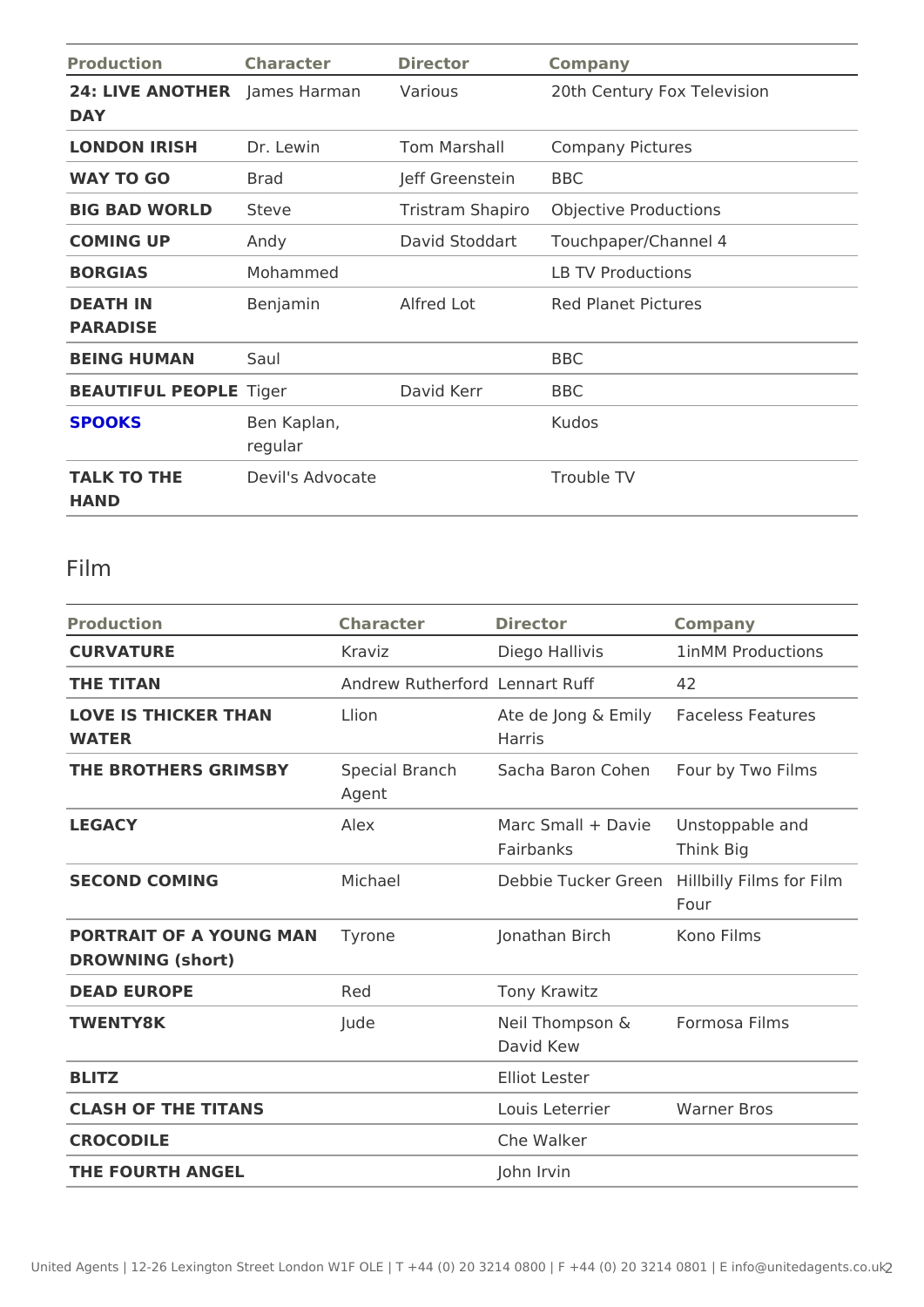| Production | Character | Director | Company |
|---|---|---|---|
| **24: LIVE ANOTHER DAY** | James Harman | Various | 20th Century Fox Television |
| **LONDON IRISH** | Dr. Lewin | Tom Marshall | Company Pictures |
| **WAY TO GO** | Brad | Jeff Greenstein | BBC |
| **BIG BAD WORLD** | Steve | Tristram Shapiro | Objective Productions |
| **COMING UP** | Andy | David Stoddart | Touchpaper/Channel 4 |
| **BORGIAS** | Mohammed | | LB TV Productions |
| **DEATH IN PARADISE** | Benjamin | Alfred Lot | Red Planet Pictures |
| **BEING HUMAN** | Saul | | BBC |
| **BEAUTIFUL PEOPLE** | Tiger | David Kerr | BBC |
| **SPOOKS** | Ben Kaplan, regular | | Kudos |
| **TALK TO THE HAND** | Devil's Advocate | | Trouble TV |

## Film

| Production | Character | Director | Company |
|---|---|---|---|
| **CURVATURE** | Kraviz | Diego Hallivis | 1inMM Productions |
| **THE TITAN** | Andrew Rutherford | Lennart Ruff | 42 |
| **LOVE IS THICKER THAN WATER** | Llion | Ate de Jong & Emily Harris | Faceless Features |
| **THE BROTHERS GRIMSBY** | Special Branch Agent | Sacha Baron Cohen | Four by Two Films |
| **LEGACY** | Alex | Marc Small + Davie Fairbanks | Unstoppable and Think Big |
| **SECOND COMING** | Michael | Debbie Tucker Green | Hillbilly Films for Film Four |
| **PORTRAIT OF A YOUNG MAN DROWNING (short)** | Tyrone | Jonathan Birch | Kono Films |
| **DEAD EUROPE** | Red | Tony Krawitz | |
| **TWENTY8K** | Jude | Neil Thompson & David Kew | Formosa Films |
| **BLITZ** | | Elliot Lester | |
| **CLASH OF THE TITANS** | | Louis Leterrier | Warner Bros |
| **CROCODILE** | | Che Walker | |
| **THE FOURTH ANGEL** | | John Irvin | |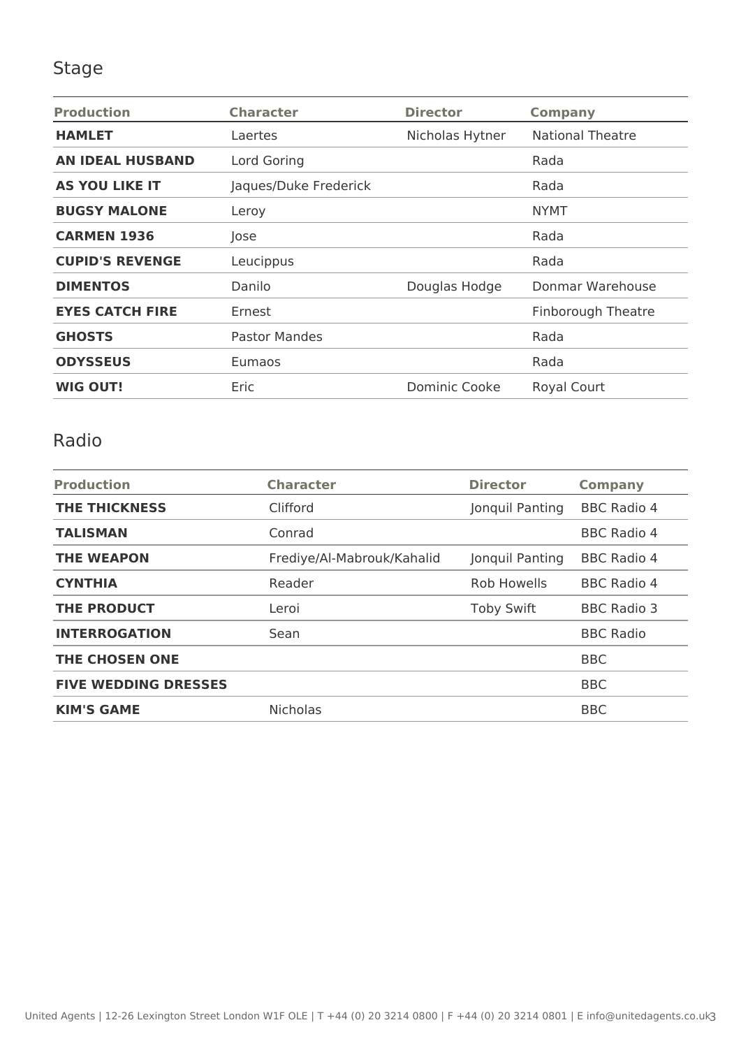## Stage

| Production | Character | Director | Company |
| --- | --- | --- | --- |
| **HAMLET** | Laertes | Nicholas Hytner | National Theatre |
| **AN IDEAL HUSBAND** | Lord Goring | | Rada |
| **AS YOU LIKE IT** | Jaques/Duke Frederick | | Rada |
| **BUGSY MALONE** | Leroy | | NYMT |
| **CARMEN 1936** | Jose | | Rada |
| **CUPID'S REVENGE** | Leucippus | | Rada |
| **DIMENTOS** | Danilo | Douglas Hodge | Donmar Warehouse |
| **EYES CATCH FIRE** | Ernest | | Finborough Theatre |
| **GHOSTS** | Pastor Mandes | | Rada |
| **ODYSSEUS** | Eumaos | | Rada |
| **WIG OUT!** | Eric | Dominic Cooke | Royal Court |

## Radio

| Production | Character | Director | Company |
| --- | --- | --- | --- |
| **THE THICKNESS** | Clifford | Jonquil Panting | BBC Radio 4 |
| **TALISMAN** | Conrad | | BBC Radio 4 |
| **THE WEAPON** | Frediye/Al-Mabrouk/Kahalid | Jonquil Panting | BBC Radio 4 |
| **CYNTHIA** | Reader | Rob Howells | BBC Radio 4 |
| **THE PRODUCT** | Leroi | Toby Swift | BBC Radio 3 |
| **INTERROGATION** | Sean | | BBC Radio |
| **THE CHOSEN ONE** | | | BBC |
| **FIVE WEDDING DRESSES** | | | BBC |
| **KIM'S GAME** | Nicholas | | BBC |